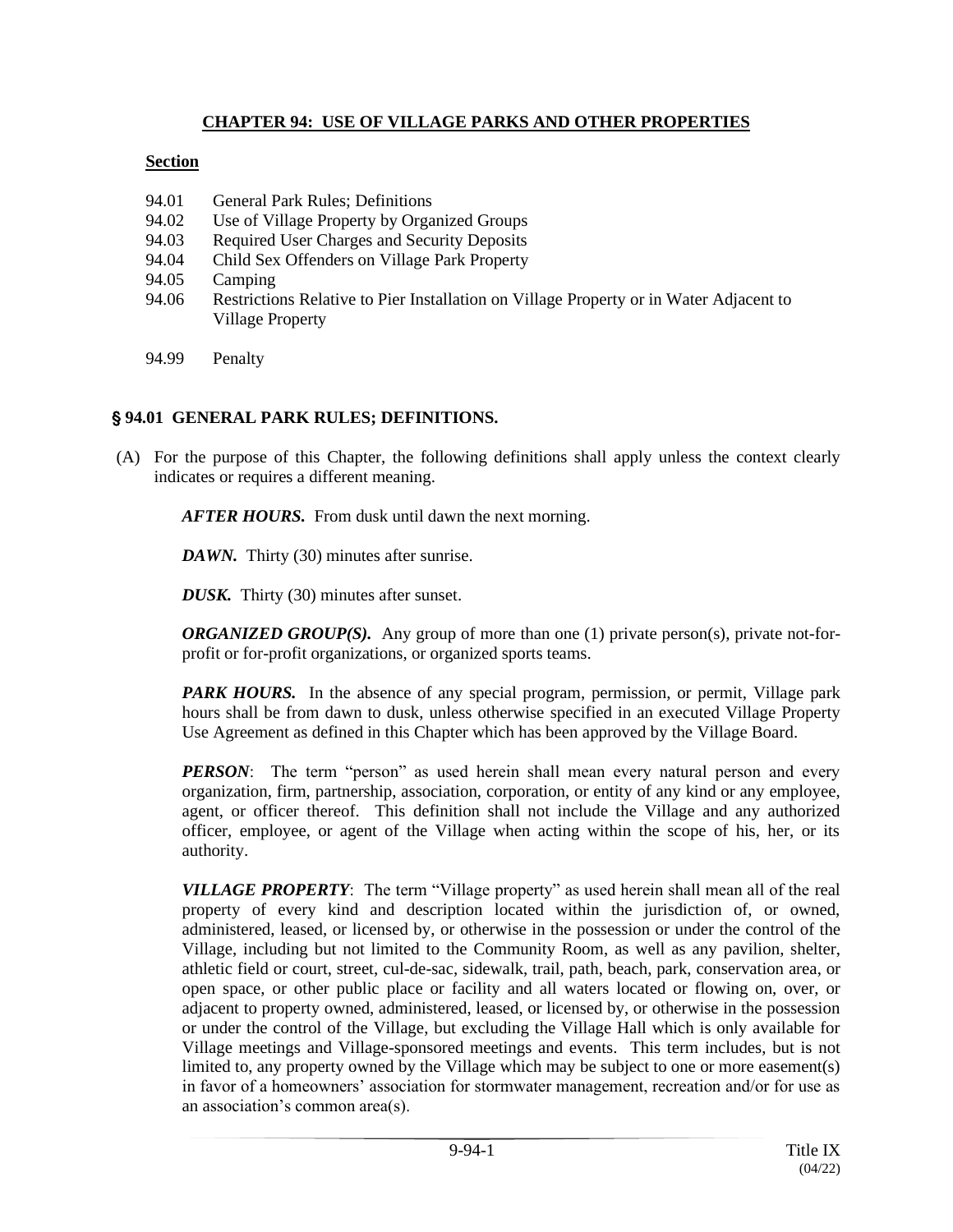# CHAPTER 94: USE OF VILLAGE PARKS AND OTHER PROPERTIES

**Section**

94.01 General Park Rules; Definitions
94.02 Use of Village Property by Organized Groups
94.03 Required User Charges and Security Deposits
94.04 Child Sex Offenders on Village Park Property
94.05 Camping
94.06 Restrictions Relative to Pier Installation on Village Property or in Water Adjacent to Village Property

94.99 Penalty

## § 94.01 GENERAL PARK RULES; DEFINITIONS.

(A) For the purpose of this Chapter, the following definitions shall apply unless the context clearly indicates or requires a different meaning.

***AFTER HOURS.*** From dusk until dawn the next morning.

***DAWN.*** Thirty (30) minutes after sunrise.

***DUSK.*** Thirty (30) minutes after sunset.

***ORGANIZED GROUP(S).*** Any group of more than one (1) private person(s), private not-for-profit or for-profit organizations, or organized sports teams.

***PARK HOURS.*** In the absence of any special program, permission, or permit, Village park hours shall be from dawn to dusk, unless otherwise specified in an executed Village Property Use Agreement as defined in this Chapter which has been approved by the Village Board.

***PERSON***: The term "person" as used herein shall mean every natural person and every organization, firm, partnership, association, corporation, or entity of any kind or any employee, agent, or officer thereof. This definition shall not include the Village and any authorized officer, employee, or agent of the Village when acting within the scope of his, her, or its authority.

***VILLAGE PROPERTY***: The term "Village property" as used herein shall mean all of the real property of every kind and description located within the jurisdiction of, or owned, administered, leased, or licensed by, or otherwise in the possession or under the control of the Village, including but not limited to the Community Room, as well as any pavilion, shelter, athletic field or court, street, cul-de-sac, sidewalk, trail, path, beach, park, conservation area, or open space, or other public place or facility and all waters located or flowing on, over, or adjacent to property owned, administered, leased, or licensed by, or otherwise in the possession or under the control of the Village, but excluding the Village Hall which is only available for Village meetings and Village-sponsored meetings and events. This term includes, but is not limited to, any property owned by the Village which may be subject to one or more easement(s) in favor of a homeowners' association for stormwater management, recreation and/or for use as an association's common area(s).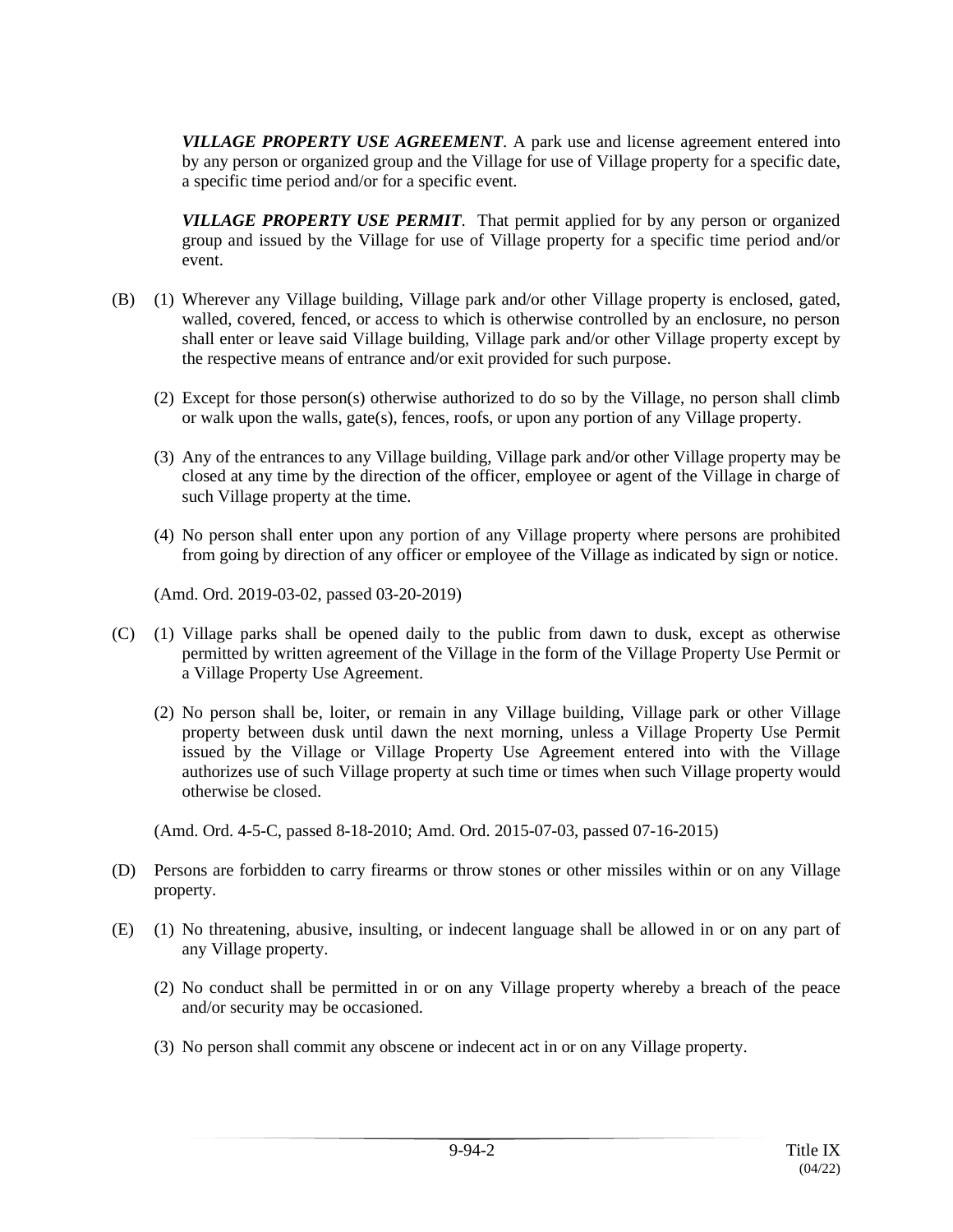***VILLAGE PROPERTY USE AGREEMENT***. A park use and license agreement entered into by any person or organized group and the Village for use of Village property for a specific date, a specific time period and/or for a specific event.

***VILLAGE PROPERTY USE PERMIT***. That permit applied for by any person or organized group and issued by the Village for use of Village property for a specific time period and/or event.

(B) (1) Wherever any Village building, Village park and/or other Village property is enclosed, gated, walled, covered, fenced, or access to which is otherwise controlled by an enclosure, no person shall enter or leave said Village building, Village park and/or other Village property except by the respective means of entrance and/or exit provided for such purpose.

(2) Except for those person(s) otherwise authorized to do so by the Village, no person shall climb or walk upon the walls, gate(s), fences, roofs, or upon any portion of any Village property.

(3) Any of the entrances to any Village building, Village park and/or other Village property may be closed at any time by the direction of the officer, employee or agent of the Village in charge of such Village property at the time.

(4) No person shall enter upon any portion of any Village property where persons are prohibited from going by direction of any officer or employee of the Village as indicated by sign or notice.

(Amd. Ord. 2019-03-02, passed 03-20-2019)

(C) (1) Village parks shall be opened daily to the public from dawn to dusk, except as otherwise permitted by written agreement of the Village in the form of the Village Property Use Permit or a Village Property Use Agreement.

(2) No person shall be, loiter, or remain in any Village building, Village park or other Village property between dusk until dawn the next morning, unless a Village Property Use Permit issued by the Village or Village Property Use Agreement entered into with the Village authorizes use of such Village property at such time or times when such Village property would otherwise be closed.

(Amd. Ord. 4-5-C, passed 8-18-2010; Amd. Ord. 2015-07-03, passed 07-16-2015)

(D) Persons are forbidden to carry firearms or throw stones or other missiles within or on any Village property.

(E) (1) No threatening, abusive, insulting, or indecent language shall be allowed in or on any part of any Village property.

(2) No conduct shall be permitted in or on any Village property whereby a breach of the peace and/or security may be occasioned.

(3) No person shall commit any obscene or indecent act in or on any Village property.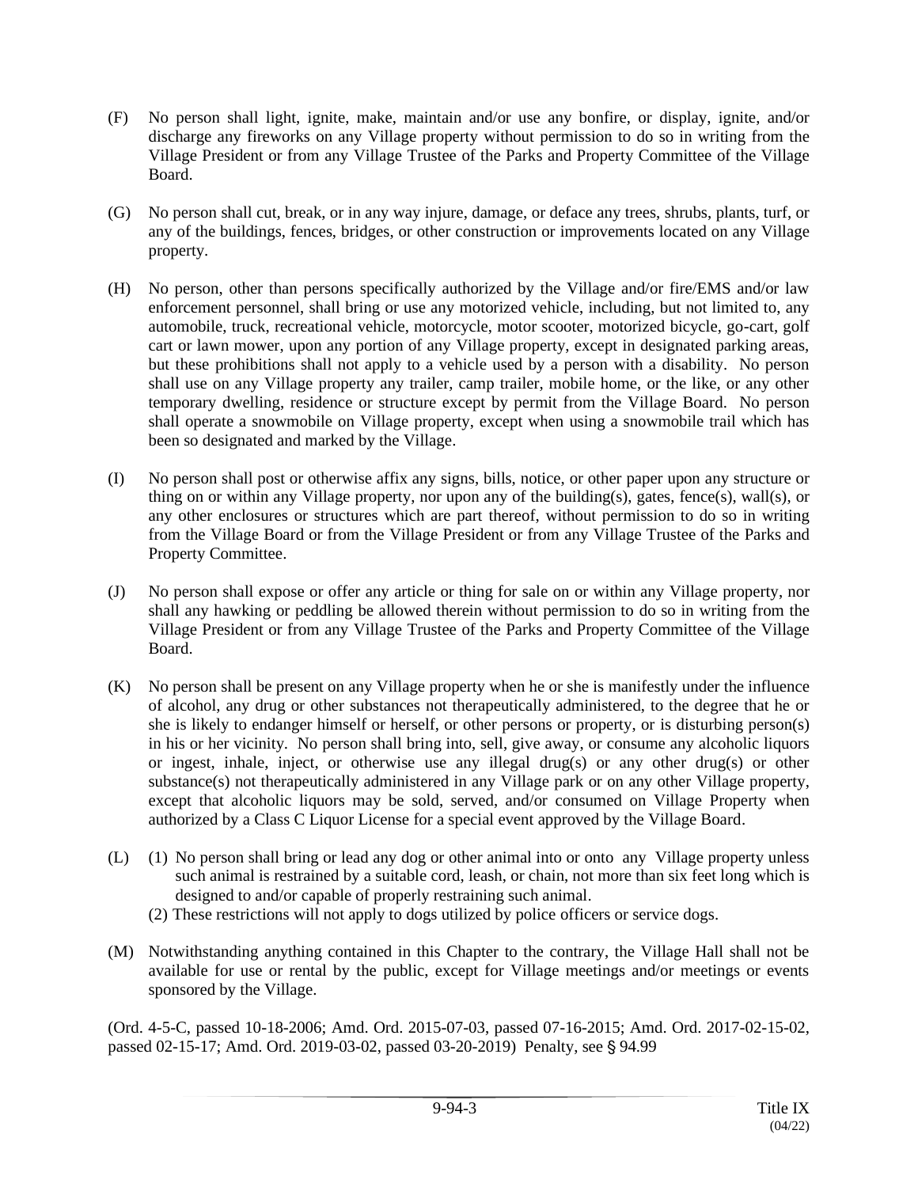(F) No person shall light, ignite, make, maintain and/or use any bonfire, or display, ignite, and/or discharge any fireworks on any Village property without permission to do so in writing from the Village President or from any Village Trustee of the Parks and Property Committee of the Village Board.

(G) No person shall cut, break, or in any way injure, damage, or deface any trees, shrubs, plants, turf, or any of the buildings, fences, bridges, or other construction or improvements located on any Village property.

(H) No person, other than persons specifically authorized by the Village and/or fire/EMS and/or law enforcement personnel, shall bring or use any motorized vehicle, including, but not limited to, any automobile, truck, recreational vehicle, motorcycle, motor scooter, motorized bicycle, go-cart, golf cart or lawn mower, upon any portion of any Village property, except in designated parking areas, but these prohibitions shall not apply to a vehicle used by a person with a disability. No person shall use on any Village property any trailer, camp trailer, mobile home, or the like, or any other temporary dwelling, residence or structure except by permit from the Village Board. No person shall operate a snowmobile on Village property, except when using a snowmobile trail which has been so designated and marked by the Village.

(I) No person shall post or otherwise affix any signs, bills, notice, or other paper upon any structure or thing on or within any Village property, nor upon any of the building(s), gates, fence(s), wall(s), or any other enclosures or structures which are part thereof, without permission to do so in writing from the Village Board or from the Village President or from any Village Trustee of the Parks and Property Committee.

(J) No person shall expose or offer any article or thing for sale on or within any Village property, nor shall any hawking or peddling be allowed therein without permission to do so in writing from the Village President or from any Village Trustee of the Parks and Property Committee of the Village Board.

(K) No person shall be present on any Village property when he or she is manifestly under the influence of alcohol, any drug or other substances not therapeutically administered, to the degree that he or she is likely to endanger himself or herself, or other persons or property, or is disturbing person(s) in his or her vicinity. No person shall bring into, sell, give away, or consume any alcoholic liquors or ingest, inhale, inject, or otherwise use any illegal drug(s) or any other drug(s) or other substance(s) not therapeutically administered in any Village park or on any other Village property, except that alcoholic liquors may be sold, served, and/or consumed on Village Property when authorized by a Class C Liquor License for a special event approved by the Village Board.

(L) (1) No person shall bring or lead any dog or other animal into or onto any Village property unless such animal is restrained by a suitable cord, leash, or chain, not more than six feet long which is designed to and/or capable of properly restraining such animal.
(2) These restrictions will not apply to dogs utilized by police officers or service dogs.

(M) Notwithstanding anything contained in this Chapter to the contrary, the Village Hall shall not be available for use or rental by the public, except for Village meetings and/or meetings or events sponsored by the Village.

(Ord. 4-5-C, passed 10-18-2006; Amd. Ord. 2015-07-03, passed 07-16-2015; Amd. Ord. 2017-02-15-02, passed 02-15-17; Amd. Ord. 2019-03-02, passed 03-20-2019) Penalty, see § 94.99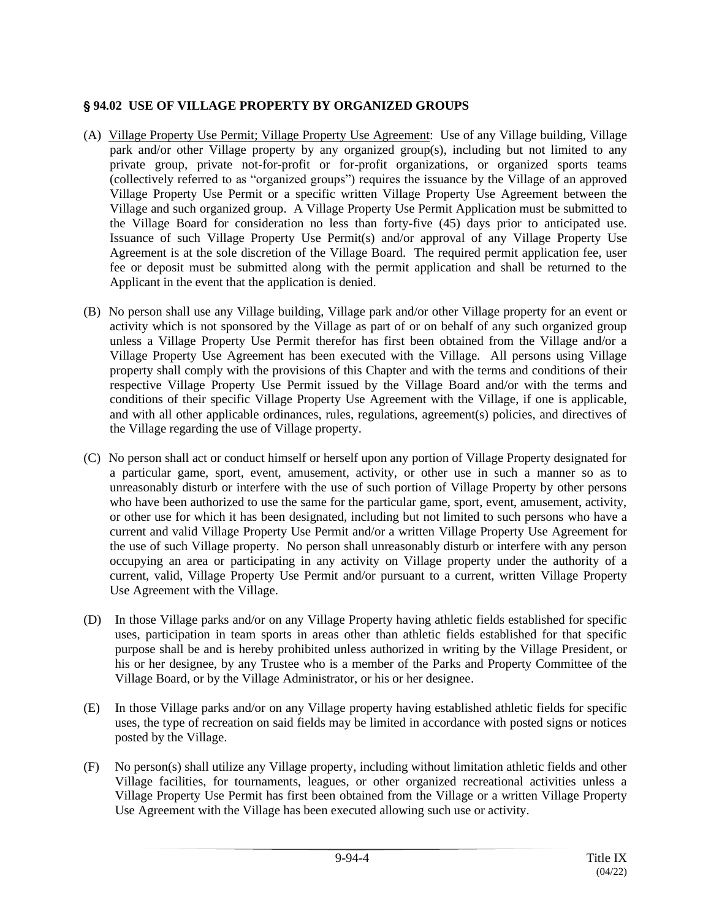## § 94.02 USE OF VILLAGE PROPERTY BY ORGANIZED GROUPS

(A) Village Property Use Permit; Village Property Use Agreement: Use of any Village building, Village park and/or other Village property by any organized group(s), including but not limited to any private group, private not-for-profit or for-profit organizations, or organized sports teams (collectively referred to as "organized groups") requires the issuance by the Village of an approved Village Property Use Permit or a specific written Village Property Use Agreement between the Village and such organized group. A Village Property Use Permit Application must be submitted to the Village Board for consideration no less than forty-five (45) days prior to anticipated use. Issuance of such Village Property Use Permit(s) and/or approval of any Village Property Use Agreement is at the sole discretion of the Village Board. The required permit application fee, user fee or deposit must be submitted along with the permit application and shall be returned to the Applicant in the event that the application is denied.

(B) No person shall use any Village building, Village park and/or other Village property for an event or activity which is not sponsored by the Village as part of or on behalf of any such organized group unless a Village Property Use Permit therefor has first been obtained from the Village and/or a Village Property Use Agreement has been executed with the Village. All persons using Village property shall comply with the provisions of this Chapter and with the terms and conditions of their respective Village Property Use Permit issued by the Village Board and/or with the terms and conditions of their specific Village Property Use Agreement with the Village, if one is applicable, and with all other applicable ordinances, rules, regulations, agreement(s) policies, and directives of the Village regarding the use of Village property.

(C) No person shall act or conduct himself or herself upon any portion of Village Property designated for a particular game, sport, event, amusement, activity, or other use in such a manner so as to unreasonably disturb or interfere with the use of such portion of Village Property by other persons who have been authorized to use the same for the particular game, sport, event, amusement, activity, or other use for which it has been designated, including but not limited to such persons who have a current and valid Village Property Use Permit and/or a written Village Property Use Agreement for the use of such Village property. No person shall unreasonably disturb or interfere with any person occupying an area or participating in any activity on Village property under the authority of a current, valid, Village Property Use Permit and/or pursuant to a current, written Village Property Use Agreement with the Village.

(D) In those Village parks and/or on any Village Property having athletic fields established for specific uses, participation in team sports in areas other than athletic fields established for that specific purpose shall be and is hereby prohibited unless authorized in writing by the Village President, or his or her designee, by any Trustee who is a member of the Parks and Property Committee of the Village Board, or by the Village Administrator, or his or her designee.

(E) In those Village parks and/or on any Village property having established athletic fields for specific uses, the type of recreation on said fields may be limited in accordance with posted signs or notices posted by the Village.

(F) No person(s) shall utilize any Village property, including without limitation athletic fields and other Village facilities, for tournaments, leagues, or other organized recreational activities unless a Village Property Use Permit has first been obtained from the Village or a written Village Property Use Agreement with the Village has been executed allowing such use or activity.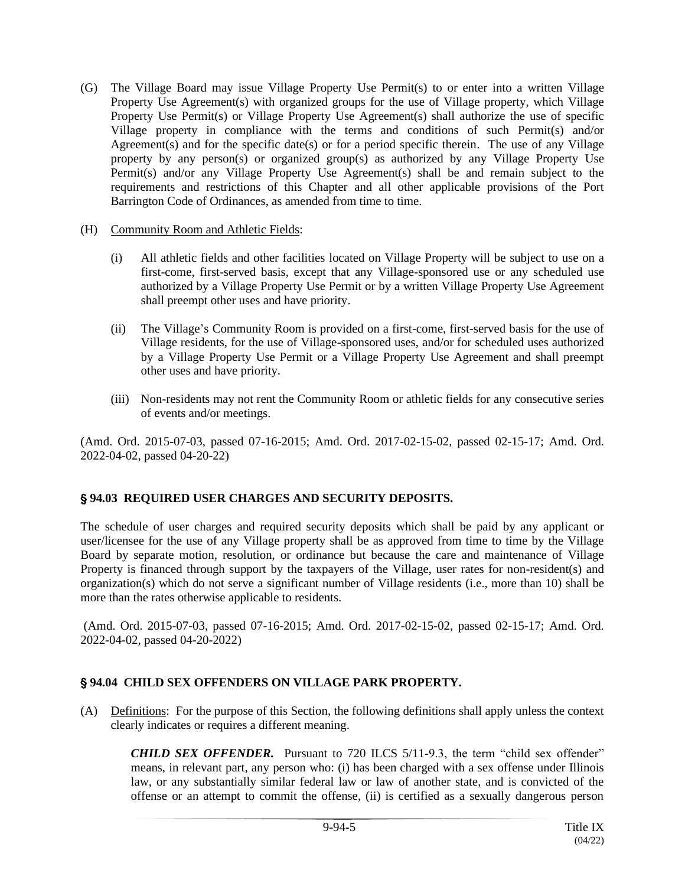(G) The Village Board may issue Village Property Use Permit(s) to or enter into a written Village Property Use Agreement(s) with organized groups for the use of Village property, which Village Property Use Permit(s) or Village Property Use Agreement(s) shall authorize the use of specific Village property in compliance with the terms and conditions of such Permit(s) and/or Agreement(s) and for the specific date(s) or for a period specific therein. The use of any Village property by any person(s) or organized group(s) as authorized by any Village Property Use Permit(s) and/or any Village Property Use Agreement(s) shall be and remain subject to the requirements and restrictions of this Chapter and all other applicable provisions of the Port Barrington Code of Ordinances, as amended from time to time.

(H) Community Room and Athletic Fields:

(i) All athletic fields and other facilities located on Village Property will be subject to use on a first-come, first-served basis, except that any Village-sponsored use or any scheduled use authorized by a Village Property Use Permit or by a written Village Property Use Agreement shall preempt other uses and have priority.

(ii) The Village's Community Room is provided on a first-come, first-served basis for the use of Village residents, for the use of Village-sponsored uses, and/or for scheduled uses authorized by a Village Property Use Permit or a Village Property Use Agreement and shall preempt other uses and have priority.

(iii) Non-residents may not rent the Community Room or athletic fields for any consecutive series of events and/or meetings.

(Amd. Ord. 2015-07-03, passed 07-16-2015; Amd. Ord. 2017-02-15-02, passed 02-15-17; Amd. Ord. 2022-04-02, passed 04-20-22)

## § 94.03 REQUIRED USER CHARGES AND SECURITY DEPOSITS.

The schedule of user charges and required security deposits which shall be paid by any applicant or user/licensee for the use of any Village property shall be as approved from time to time by the Village Board by separate motion, resolution, or ordinance but because the care and maintenance of Village Property is financed through support by the taxpayers of the Village, user rates for non-resident(s) and organization(s) which do not serve a significant number of Village residents (i.e., more than 10) shall be more than the rates otherwise applicable to residents.

(Amd. Ord. 2015-07-03, passed 07-16-2015; Amd. Ord. 2017-02-15-02, passed 02-15-17; Amd. Ord. 2022-04-02, passed 04-20-2022)

## § 94.04 CHILD SEX OFFENDERS ON VILLAGE PARK PROPERTY.

(A) Definitions: For the purpose of this Section, the following definitions shall apply unless the context clearly indicates or requires a different meaning.

***CHILD SEX OFFENDER.*** Pursuant to 720 ILCS 5/11-9.3, the term "child sex offender" means, in relevant part, any person who: (i) has been charged with a sex offense under Illinois law, or any substantially similar federal law or law of another state, and is convicted of the offense or an attempt to commit the offense, (ii) is certified as a sexually dangerous person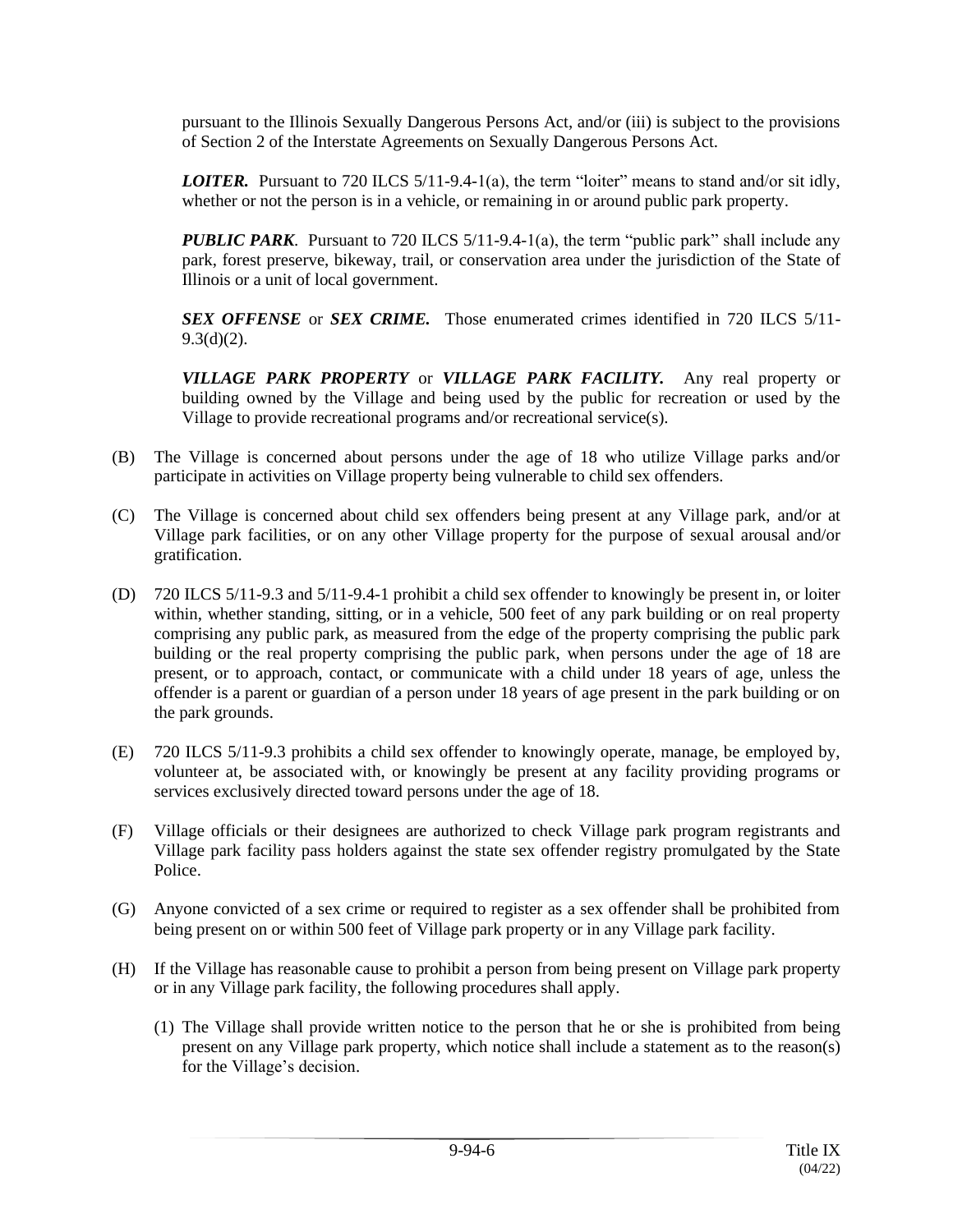pursuant to the Illinois Sexually Dangerous Persons Act, and/or (iii) is subject to the provisions of Section 2 of the Interstate Agreements on Sexually Dangerous Persons Act.

***LOITER.*** Pursuant to 720 ILCS 5/11-9.4-1(a), the term "loiter" means to stand and/or sit idly, whether or not the person is in a vehicle, or remaining in or around public park property.

***PUBLIC PARK.*** Pursuant to 720 ILCS 5/11-9.4-1(a), the term "public park" shall include any park, forest preserve, bikeway, trail, or conservation area under the jurisdiction of the State of Illinois or a unit of local government.

***SEX OFFENSE*** or ***SEX CRIME.*** Those enumerated crimes identified in 720 ILCS 5/11-9.3(d)(2).

***VILLAGE PARK PROPERTY*** or ***VILLAGE PARK FACILITY.*** Any real property or building owned by the Village and being used by the public for recreation or used by the Village to provide recreational programs and/or recreational service(s).

(B) The Village is concerned about persons under the age of 18 who utilize Village parks and/or participate in activities on Village property being vulnerable to child sex offenders.

(C) The Village is concerned about child sex offenders being present at any Village park, and/or at Village park facilities, or on any other Village property for the purpose of sexual arousal and/or gratification.

(D) 720 ILCS 5/11-9.3 and 5/11-9.4-1 prohibit a child sex offender to knowingly be present in, or loiter within, whether standing, sitting, or in a vehicle, 500 feet of any park building or on real property comprising any public park, as measured from the edge of the property comprising the public park building or the real property comprising the public park, when persons under the age of 18 are present, or to approach, contact, or communicate with a child under 18 years of age, unless the offender is a parent or guardian of a person under 18 years of age present in the park building or on the park grounds.

(E) 720 ILCS 5/11-9.3 prohibits a child sex offender to knowingly operate, manage, be employed by, volunteer at, be associated with, or knowingly be present at any facility providing programs or services exclusively directed toward persons under the age of 18.

(F) Village officials or their designees are authorized to check Village park program registrants and Village park facility pass holders against the state sex offender registry promulgated by the State Police.

(G) Anyone convicted of a sex crime or required to register as a sex offender shall be prohibited from being present on or within 500 feet of Village park property or in any Village park facility.

(H) If the Village has reasonable cause to prohibit a person from being present on Village park property or in any Village park facility, the following procedures shall apply.

(1) The Village shall provide written notice to the person that he or she is prohibited from being present on any Village park property, which notice shall include a statement as to the reason(s) for the Village's decision.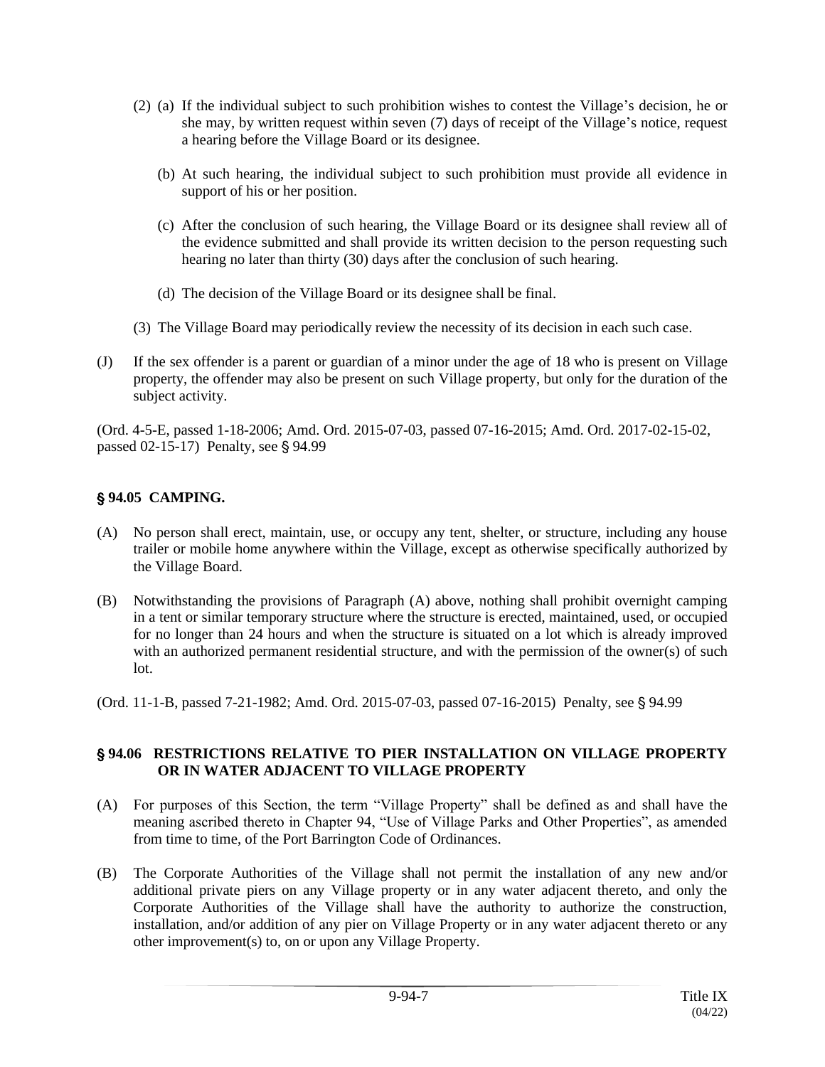(2) (a) If the individual subject to such prohibition wishes to contest the Village's decision, he or she may, by written request within seven (7) days of receipt of the Village's notice, request a hearing before the Village Board or its designee.

(b) At such hearing, the individual subject to such prohibition must provide all evidence in support of his or her position.

(c) After the conclusion of such hearing, the Village Board or its designee shall review all of the evidence submitted and shall provide its written decision to the person requesting such hearing no later than thirty (30) days after the conclusion of such hearing.

(d) The decision of the Village Board or its designee shall be final.

(3) The Village Board may periodically review the necessity of its decision in each such case.

(J) If the sex offender is a parent or guardian of a minor under the age of 18 who is present on Village property, the offender may also be present on such Village property, but only for the duration of the subject activity.

(Ord. 4-5-E, passed 1-18-2006; Amd. Ord. 2015-07-03, passed 07-16-2015; Amd. Ord. 2017-02-15-02, passed 02-15-17) Penalty, see § 94.99

## § 94.05 CAMPING.

(A) No person shall erect, maintain, use, or occupy any tent, shelter, or structure, including any house trailer or mobile home anywhere within the Village, except as otherwise specifically authorized by the Village Board.

(B) Notwithstanding the provisions of Paragraph (A) above, nothing shall prohibit overnight camping in a tent or similar temporary structure where the structure is erected, maintained, used, or occupied for no longer than 24 hours and when the structure is situated on a lot which is already improved with an authorized permanent residential structure, and with the permission of the owner(s) of such lot.

(Ord. 11-1-B, passed 7-21-1982; Amd. Ord. 2015-07-03, passed 07-16-2015) Penalty, see § 94.99

## § 94.06 RESTRICTIONS RELATIVE TO PIER INSTALLATION ON VILLAGE PROPERTY OR IN WATER ADJACENT TO VILLAGE PROPERTY

(A) For purposes of this Section, the term "Village Property" shall be defined as and shall have the meaning ascribed thereto in Chapter 94, "Use of Village Parks and Other Properties", as amended from time to time, of the Port Barrington Code of Ordinances.

(B) The Corporate Authorities of the Village shall not permit the installation of any new and/or additional private piers on any Village property or in any water adjacent thereto, and only the Corporate Authorities of the Village shall have the authority to authorize the construction, installation, and/or addition of any pier on Village Property or in any water adjacent thereto or any other improvement(s) to, on or upon any Village Property.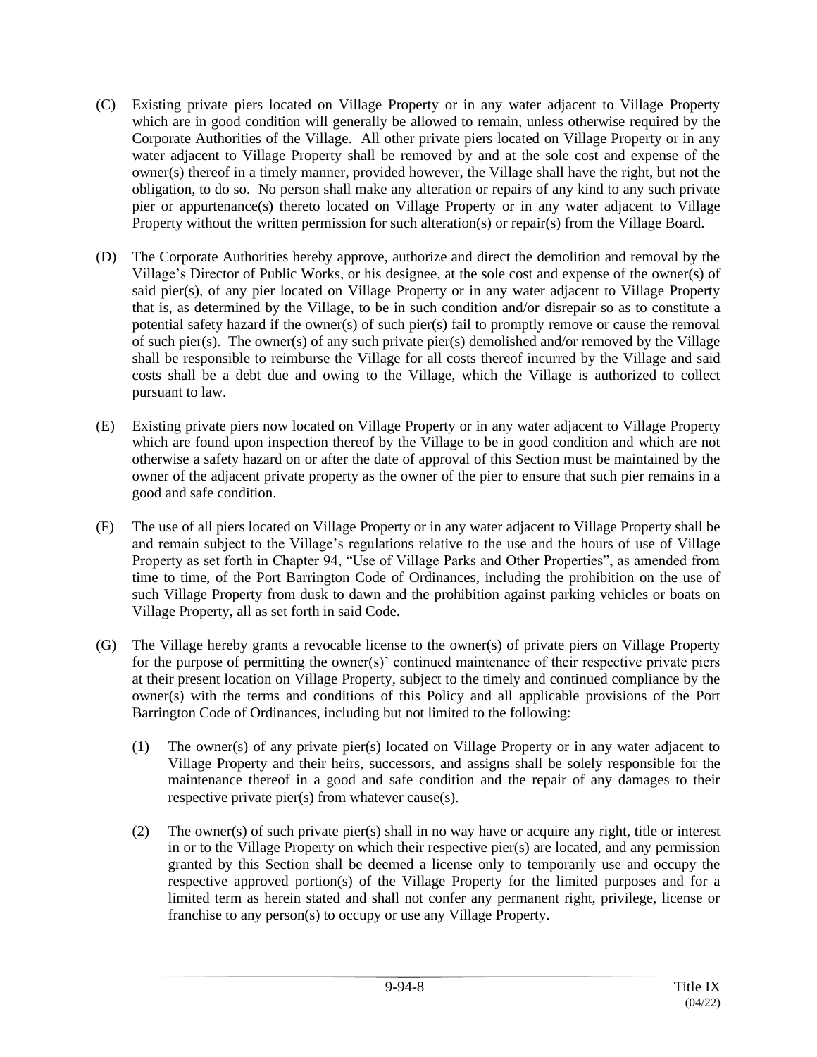(C) Existing private piers located on Village Property or in any water adjacent to Village Property which are in good condition will generally be allowed to remain, unless otherwise required by the Corporate Authorities of the Village. All other private piers located on Village Property or in any water adjacent to Village Property shall be removed by and at the sole cost and expense of the owner(s) thereof in a timely manner, provided however, the Village shall have the right, but not the obligation, to do so. No person shall make any alteration or repairs of any kind to any such private pier or appurtenance(s) thereto located on Village Property or in any water adjacent to Village Property without the written permission for such alteration(s) or repair(s) from the Village Board.

(D) The Corporate Authorities hereby approve, authorize and direct the demolition and removal by the Village's Director of Public Works, or his designee, at the sole cost and expense of the owner(s) of said pier(s), of any pier located on Village Property or in any water adjacent to Village Property that is, as determined by the Village, to be in such condition and/or disrepair so as to constitute a potential safety hazard if the owner(s) of such pier(s) fail to promptly remove or cause the removal of such pier(s). The owner(s) of any such private pier(s) demolished and/or removed by the Village shall be responsible to reimburse the Village for all costs thereof incurred by the Village and said costs shall be a debt due and owing to the Village, which the Village is authorized to collect pursuant to law.

(E) Existing private piers now located on Village Property or in any water adjacent to Village Property which are found upon inspection thereof by the Village to be in good condition and which are not otherwise a safety hazard on or after the date of approval of this Section must be maintained by the owner of the adjacent private property as the owner of the pier to ensure that such pier remains in a good and safe condition.

(F) The use of all piers located on Village Property or in any water adjacent to Village Property shall be and remain subject to the Village's regulations relative to the use and the hours of use of Village Property as set forth in Chapter 94, "Use of Village Parks and Other Properties", as amended from time to time, of the Port Barrington Code of Ordinances, including the prohibition on the use of such Village Property from dusk to dawn and the prohibition against parking vehicles or boats on Village Property, all as set forth in said Code.

(G) The Village hereby grants a revocable license to the owner(s) of private piers on Village Property for the purpose of permitting the owner(s)' continued maintenance of their respective private piers at their present location on Village Property, subject to the timely and continued compliance by the owner(s) with the terms and conditions of this Policy and all applicable provisions of the Port Barrington Code of Ordinances, including but not limited to the following:

   (1) The owner(s) of any private pier(s) located on Village Property or in any water adjacent to Village Property and their heirs, successors, and assigns shall be solely responsible for the maintenance thereof in a good and safe condition and the repair of any damages to their respective private pier(s) from whatever cause(s).

   (2) The owner(s) of such private pier(s) shall in no way have or acquire any right, title or interest in or to the Village Property on which their respective pier(s) are located, and any permission granted by this Section shall be deemed a license only to temporarily use and occupy the respective approved portion(s) of the Village Property for the limited purposes and for a limited term as herein stated and shall not confer any permanent right, privilege, license or franchise to any person(s) to occupy or use any Village Property.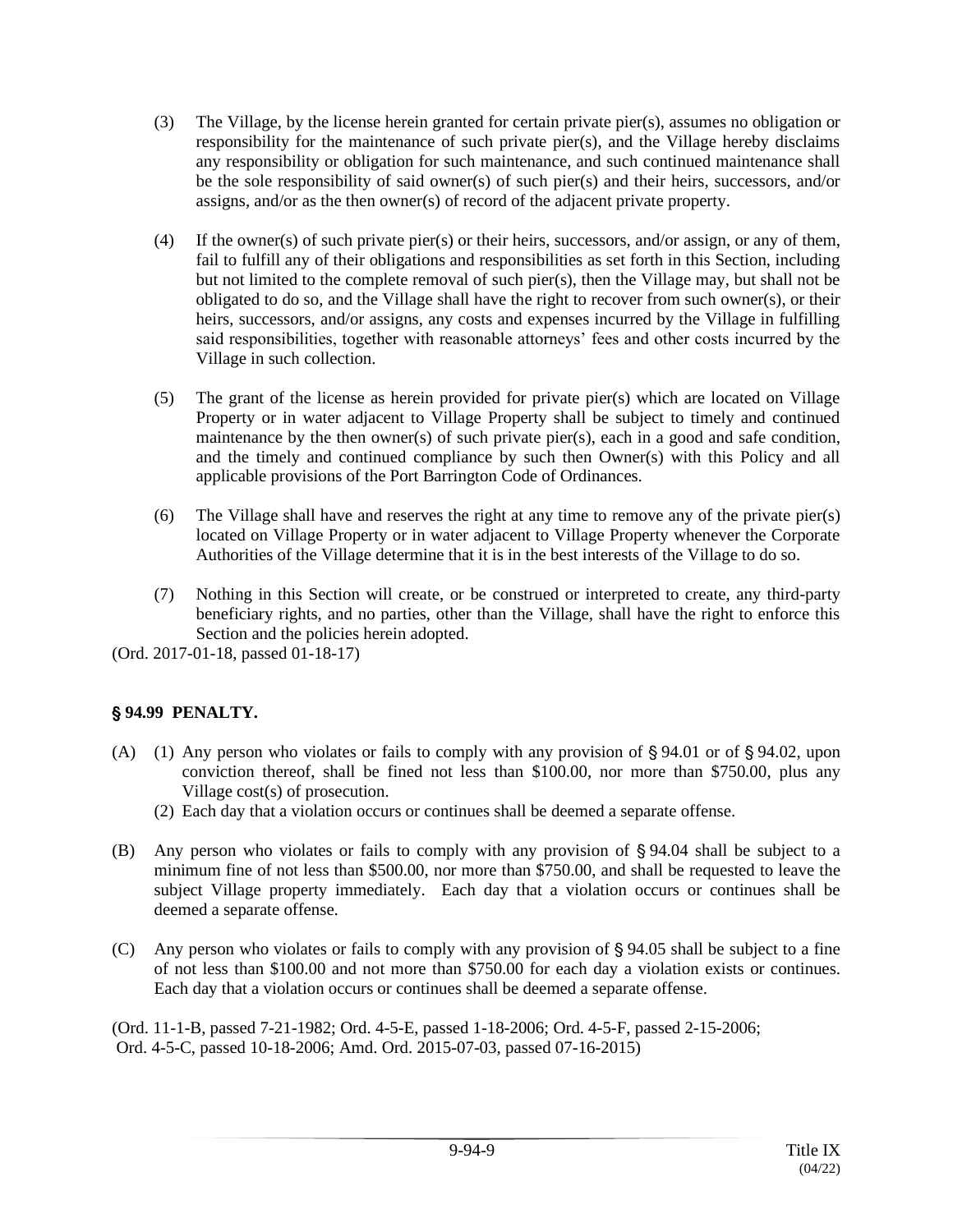(3) The Village, by the license herein granted for certain private pier(s), assumes no obligation or responsibility for the maintenance of such private pier(s), and the Village hereby disclaims any responsibility or obligation for such maintenance, and such continued maintenance shall be the sole responsibility of said owner(s) of such pier(s) and their heirs, successors, and/or assigns, and/or as the then owner(s) of record of the adjacent private property.

(4) If the owner(s) of such private pier(s) or their heirs, successors, and/or assign, or any of them, fail to fulfill any of their obligations and responsibilities as set forth in this Section, including but not limited to the complete removal of such pier(s), then the Village may, but shall not be obligated to do so, and the Village shall have the right to recover from such owner(s), or their heirs, successors, and/or assigns, any costs and expenses incurred by the Village in fulfilling said responsibilities, together with reasonable attorneys' fees and other costs incurred by the Village in such collection.

(5) The grant of the license as herein provided for private pier(s) which are located on Village Property or in water adjacent to Village Property shall be subject to timely and continued maintenance by the then owner(s) of such private pier(s), each in a good and safe condition, and the timely and continued compliance by such then Owner(s) with this Policy and all applicable provisions of the Port Barrington Code of Ordinances.

(6) The Village shall have and reserves the right at any time to remove any of the private pier(s) located on Village Property or in water adjacent to Village Property whenever the Corporate Authorities of the Village determine that it is in the best interests of the Village to do so.

(7) Nothing in this Section will create, or be construed or interpreted to create, any third-party beneficiary rights, and no parties, other than the Village, shall have the right to enforce this Section and the policies herein adopted.

(Ord. 2017-01-18, passed 01-18-17)

### § 94.99 PENALTY.

(A) (1) Any person who violates or fails to comply with any provision of § 94.01 or of § 94.02, upon conviction thereof, shall be fined not less than $100.00, nor more than $750.00, plus any Village cost(s) of prosecution.

(2) Each day that a violation occurs or continues shall be deemed a separate offense.

(B) Any person who violates or fails to comply with any provision of § 94.04 shall be subject to a minimum fine of not less than $500.00, nor more than $750.00, and shall be requested to leave the subject Village property immediately. Each day that a violation occurs or continues shall be deemed a separate offense.

(C) Any person who violates or fails to comply with any provision of § 94.05 shall be subject to a fine of not less than $100.00 and not more than $750.00 for each day a violation exists or continues. Each day that a violation occurs or continues shall be deemed a separate offense.

(Ord. 11-1-B, passed 7-21-1982; Ord. 4-5-E, passed 1-18-2006; Ord. 4-5-F, passed 2-15-2006; Ord. 4-5-C, passed 10-18-2006; Amd. Ord. 2015-07-03, passed 07-16-2015)